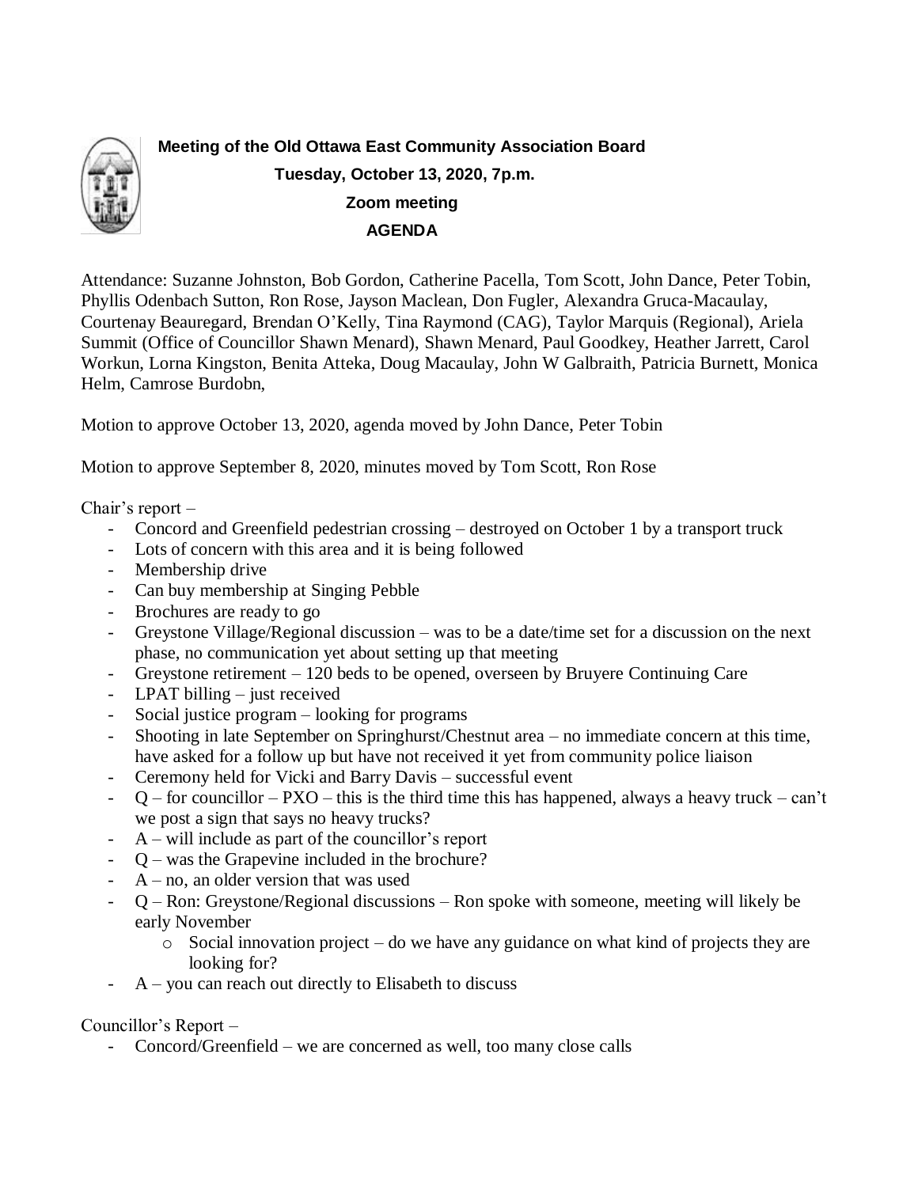**Meeting of the Old Ottawa East Community Association Board**

**Tuesday, October 13, 2020, 7p.m.**

**Zoom meeting**

**AGENDA**

Attendance: Suzanne Johnston, Bob Gordon, Catherine Pacella, Tom Scott, John Dance, Peter Tobin, Phyllis Odenbach Sutton, Ron Rose, Jayson Maclean, Don Fugler, Alexandra Gruca-Macaulay, Courtenay Beauregard, Brendan O'Kelly, Tina Raymond (CAG), Taylor Marquis (Regional), Ariela Summit (Office of Councillor Shawn Menard), Shawn Menard, Paul Goodkey, Heather Jarrett, Carol Workun, Lorna Kingston, Benita Atteka, Doug Macaulay, John W Galbraith, Patricia Burnett, Monica Helm, Camrose Burdobn,

Motion to approve October 13, 2020, agenda moved by John Dance, Peter Tobin

Motion to approve September 8, 2020, minutes moved by Tom Scott, Ron Rose

Chair's report –

- Concord and Greenfield pedestrian crossing – destroyed on October 1 by a transport truck
- Lots of concern with this area and it is being followed
- Membership drive
- Can buy membership at Singing Pebble
- Brochures are ready to go
- Greystone Village/Regional discussion – was to be a date/time set for a discussion on the next phase, no communication yet about setting up that meeting
- Greystone retirement – 120 beds to be opened, overseen by Bruyere Continuing Care
- LPAT billing – just received
- Social justice program – looking for programs
- Shooting in late September on Springhurst/Chestnut area – no immediate concern at this time, have asked for a follow up but have not received it yet from community police liaison
- Ceremony held for Vicki and Barry Davis – successful event
- Q – for councillor – PXO – this is the third time this has happened, always a heavy truck – can't we post a sign that says no heavy trucks?
- A – will include as part of the councillor's report
- Q – was the Grapevine included in the brochure?
- A – no, an older version that was used
- Q – Ron: Greystone/Regional discussions – Ron spoke with someone, meeting will likely be early November
    - Social innovation project – do we have any guidance on what kind of projects they are looking for?
- A – you can reach out directly to Elisabeth to discuss

Councillor's Report –

- Concord/Greenfield – we are concerned as well, too many close calls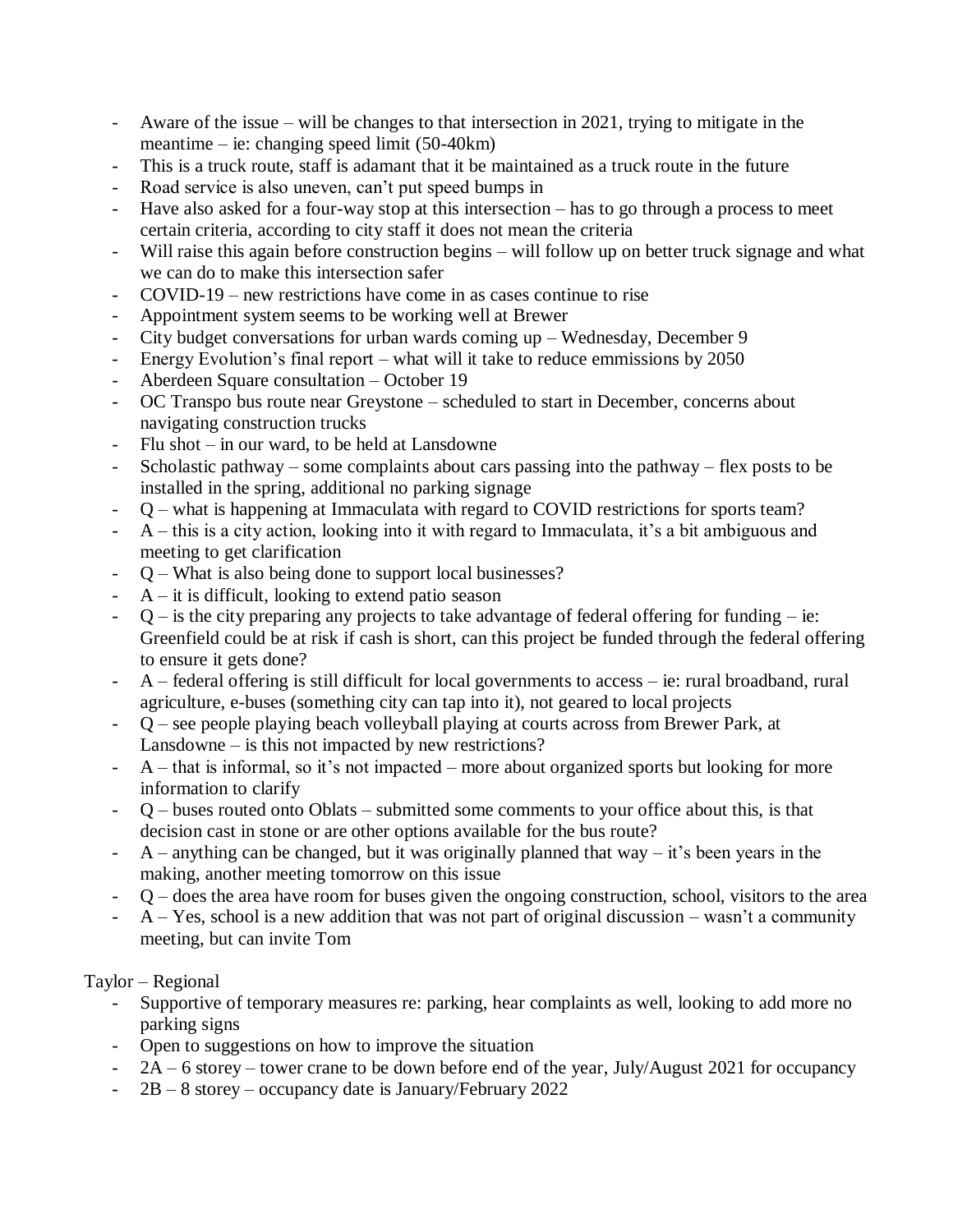- Aware of the issue – will be changes to that intersection in 2021, trying to mitigate in the meantime – ie: changing speed limit (50-40km)
- This is a truck route, staff is adamant that it be maintained as a truck route in the future
- Road service is also uneven, can't put speed bumps in
- Have also asked for a four-way stop at this intersection – has to go through a process to meet certain criteria, according to city staff it does not mean the criteria
- Will raise this again before construction begins – will follow up on better truck signage and what we can do to make this intersection safer
- COVID-19 – new restrictions have come in as cases continue to rise
- Appointment system seems to be working well at Brewer
- City budget conversations for urban wards coming up – Wednesday, December 9
- Energy Evolution's final report – what will it take to reduce emmissions by 2050
- Aberdeen Square consultation – October 19
- OC Transpo bus route near Greystone – scheduled to start in December, concerns about navigating construction trucks
- Flu shot – in our ward, to be held at Lansdowne
- Scholastic pathway – some complaints about cars passing into the pathway – flex posts to be installed in the spring, additional no parking signage
- Q – what is happening at Immaculata with regard to COVID restrictions for sports team?
- A – this is a city action, looking into it with regard to Immaculata, it's a bit ambiguous and meeting to get clarification
- Q – What is also being done to support local businesses?
- A – it is difficult, looking to extend patio season
- Q – is the city preparing any projects to take advantage of federal offering for funding – ie: Greenfield could be at risk if cash is short, can this project be funded through the federal offering to ensure it gets done?
- A – federal offering is still difficult for local governments to access – ie: rural broadband, rural agriculture, e-buses (something city can tap into it), not geared to local projects
- Q – see people playing beach volleyball playing at courts across from Brewer Park, at Lansdowne – is this not impacted by new restrictions?
- A – that is informal, so it's not impacted – more about organized sports but looking for more information to clarify
- Q – buses routed onto Oblats – submitted some comments to your office about this, is that decision cast in stone or are other options available for the bus route?
- A – anything can be changed, but it was originally planned that way – it's been years in the making, another meeting tomorrow on this issue
- Q – does the area have room for buses given the ongoing construction, school, visitors to the area
- A – Yes, school is a new addition that was not part of original discussion – wasn't a community meeting, but can invite Tom

Taylor – Regional

- Supportive of temporary measures re: parking, hear complaints as well, looking to add more no parking signs
- Open to suggestions on how to improve the situation
- 2A – 6 storey – tower crane to be down before end of the year, July/August 2021 for occupancy
- 2B – 8 storey – occupancy date is January/February 2022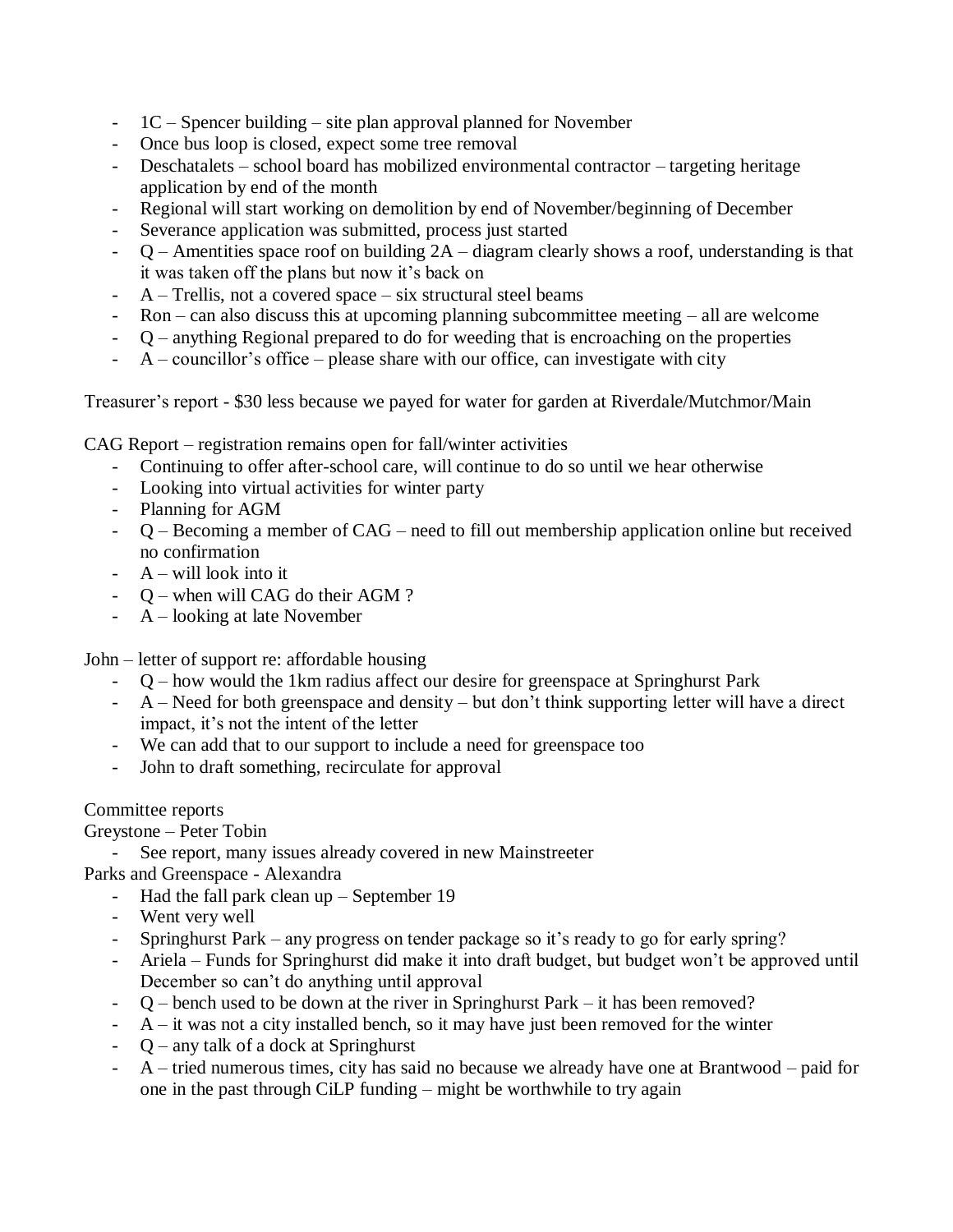- 1C – Spencer building – site plan approval planned for November
- Once bus loop is closed, expect some tree removal
- Deschatalets – school board has mobilized environmental contractor – targeting heritage application by end of the month
- Regional will start working on demolition by end of November/beginning of December
- Severance application was submitted, process just started
- Q – Amentities space roof on building 2A – diagram clearly shows a roof, understanding is that it was taken off the plans but now it's back on
- A – Trellis, not a covered space – six structural steel beams
- Ron – can also discuss this at upcoming planning subcommittee meeting – all are welcome
- Q – anything Regional prepared to do for weeding that is encroaching on the properties
- A – councillor's office – please share with our office, can investigate with city

Treasurer's report - $30 less because we payed for water for garden at Riverdale/Mutchmor/Main

CAG Report – registration remains open for fall/winter activities

- Continuing to offer after-school care, will continue to do so until we hear otherwise
- Looking into virtual activities for winter party
- Planning for AGM
- Q – Becoming a member of CAG – need to fill out membership application online but received no confirmation
- A – will look into it
- Q – when will CAG do their AGM ?
- A – looking at late November

John – letter of support re: affordable housing

- Q – how would the 1km radius affect our desire for greenspace at Springhurst Park
- A – Need for both greenspace and density – but don't think supporting letter will have a direct impact, it's not the intent of the letter
- We can add that to our support to include a need for greenspace too
- John to draft something, recirculate for approval

Committee reports

Greystone – Peter Tobin

- See report, many issues already covered in new Mainstreeter

Parks and Greenspace - Alexandra

- Had the fall park clean up – September 19
- Went very well
- Springhurst Park – any progress on tender package so it's ready to go for early spring?
- Ariela – Funds for Springhurst did make it into draft budget, but budget won't be approved until December so can't do anything until approval
- Q – bench used to be down at the river in Springhurst Park – it has been removed?
- A – it was not a city installed bench, so it may have just been removed for the winter
- Q – any talk of a dock at Springhurst
- A – tried numerous times, city has said no because we already have one at Brantwood – paid for one in the past through CiLP funding – might be worthwhile to try again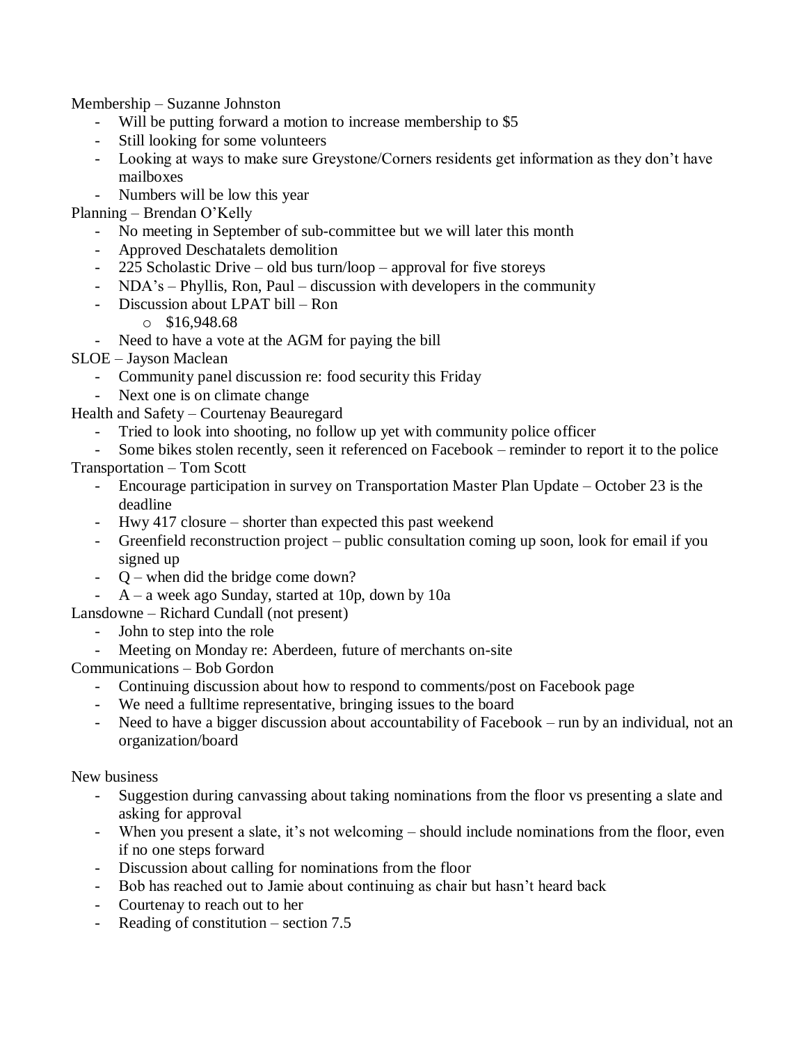Membership – Suzanne Johnston

- Will be putting forward a motion to increase membership to $5
- Still looking for some volunteers
- Looking at ways to make sure Greystone/Corners residents get information as they don't have mailboxes
- Numbers will be low this year

Planning – Brendan O'Kelly

- No meeting in September of sub-committee but we will later this month
- Approved Deschatalets demolition
- 225 Scholastic Drive – old bus turn/loop – approval for five storeys
- NDA's – Phyllis, Ron, Paul – discussion with developers in the community
- Discussion about LPAT bill – Ron
    - $16,948.68
- Need to have a vote at the AGM for paying the bill

SLOE – Jayson Maclean

- Community panel discussion re: food security this Friday
- Next one is on climate change

Health and Safety – Courtenay Beauregard

- Tried to look into shooting, no follow up yet with community police officer
- Some bikes stolen recently, seen it referenced on Facebook – reminder to report it to the police

Transportation – Tom Scott

- Encourage participation in survey on Transportation Master Plan Update – October 23 is the deadline
- Hwy 417 closure – shorter than expected this past weekend
- Greenfield reconstruction project – public consultation coming up soon, look for email if you signed up
- Q – when did the bridge come down?
- A – a week ago Sunday, started at 10p, down by 10a

Lansdowne – Richard Cundall (not present)

- John to step into the role
- Meeting on Monday re: Aberdeen, future of merchants on-site

Communications – Bob Gordon

- Continuing discussion about how to respond to comments/post on Facebook page
- We need a fulltime representative, bringing issues to the board
- Need to have a bigger discussion about accountability of Facebook – run by an individual, not an organization/board

New business

- Suggestion during canvassing about taking nominations from the floor vs presenting a slate and asking for approval
- When you present a slate, it's not welcoming – should include nominations from the floor, even if no one steps forward
- Discussion about calling for nominations from the floor
- Bob has reached out to Jamie about continuing as chair but hasn't heard back
- Courtenay to reach out to her
- Reading of constitution – section 7.5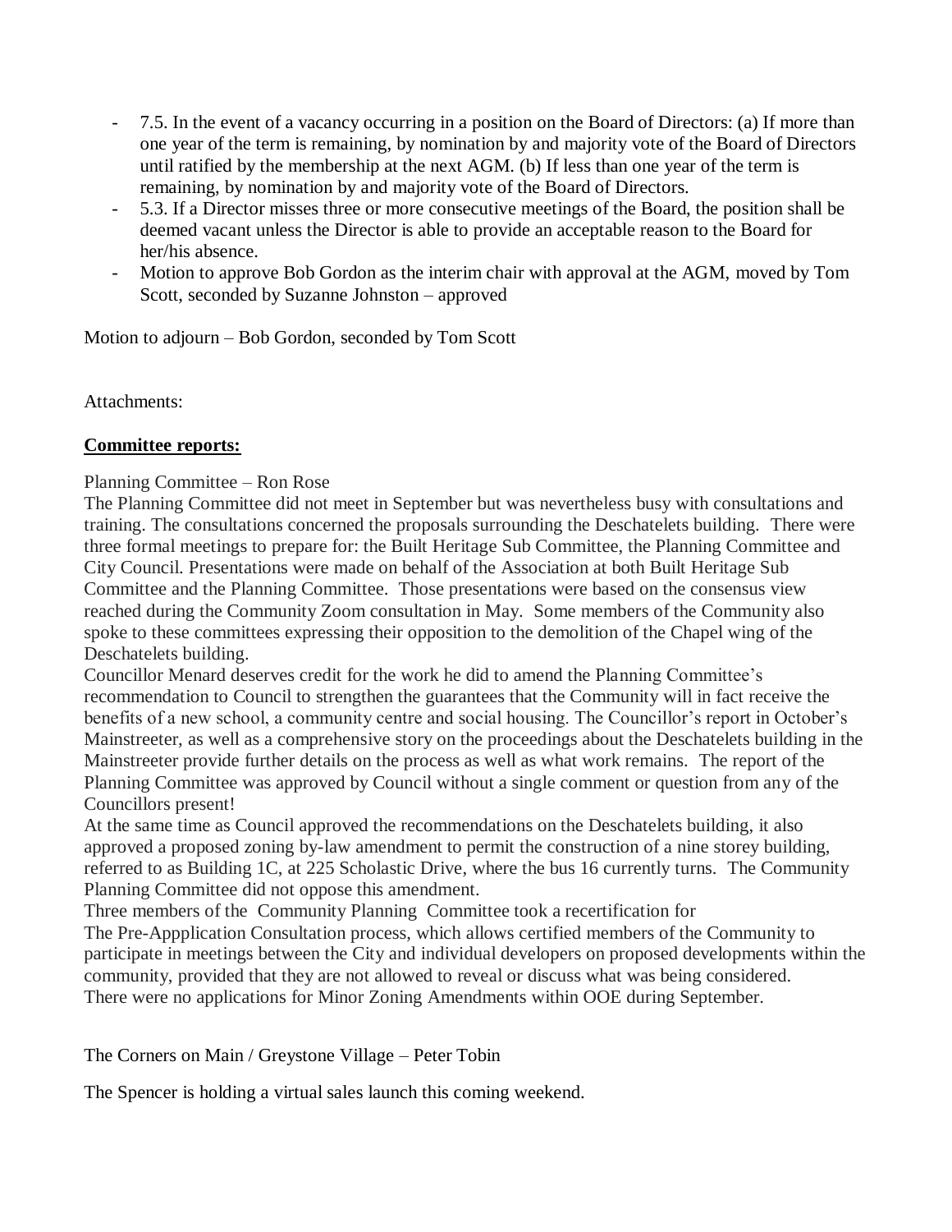- 7.5. In the event of a vacancy occurring in a position on the Board of Directors: (a) If more than one year of the term is remaining, by nomination by and majority vote of the Board of Directors until ratified by the membership at the next AGM. (b) If less than one year of the term is remaining, by nomination by and majority vote of the Board of Directors.
- 5.3. If a Director misses three or more consecutive meetings of the Board, the position shall be deemed vacant unless the Director is able to provide an acceptable reason to the Board for her/his absence.
- Motion to approve Bob Gordon as the interim chair with approval at the AGM, moved by Tom Scott, seconded by Suzanne Johnston – approved

Motion to adjourn – Bob Gordon, seconded by Tom Scott

Attachments:

**Committee reports:**

Planning Committee – Ron Rose

The Planning Committee did not meet in September but was nevertheless busy with consultations and training. The consultations concerned the proposals surrounding the Deschatelets building. There were three formal meetings to prepare for: the Built Heritage Sub Committee, the Planning Committee and City Council. Presentations were made on behalf of the Association at both Built Heritage Sub Committee and the Planning Committee. Those presentations were based on the consensus view reached during the Community Zoom consultation in May. Some members of the Community also spoke to these committees expressing their opposition to the demolition of the Chapel wing of the Deschatelets building.

Councillor Menard deserves credit for the work he did to amend the Planning Committee's recommendation to Council to strengthen the guarantees that the Community will in fact receive the benefits of a new school, a community centre and social housing. The Councillor's report in October's Mainstreeter, as well as a comprehensive story on the proceedings about the Deschatelets building in the Mainstreeter provide further details on the process as well as what work remains. The report of the Planning Committee was approved by Council without a single comment or question from any of the Councillors present!

At the same time as Council approved the recommendations on the Deschatelets building, it also approved a proposed zoning by-law amendment to permit the construction of a nine storey building, referred to as Building 1C, at 225 Scholastic Drive, where the bus 16 currently turns. The Community Planning Committee did not oppose this amendment.

Three members of the Community Planning Committee took a recertification for

The Pre-Appplication Consultation process, which allows certified members of the Community to participate in meetings between the City and individual developers on proposed developments within the community, provided that they are not allowed to reveal or discuss what was being considered.

There were no applications for Minor Zoning Amendments within OOE during September.

The Corners on Main / Greystone Village – Peter Tobin

The Spencer is holding a virtual sales launch this coming weekend.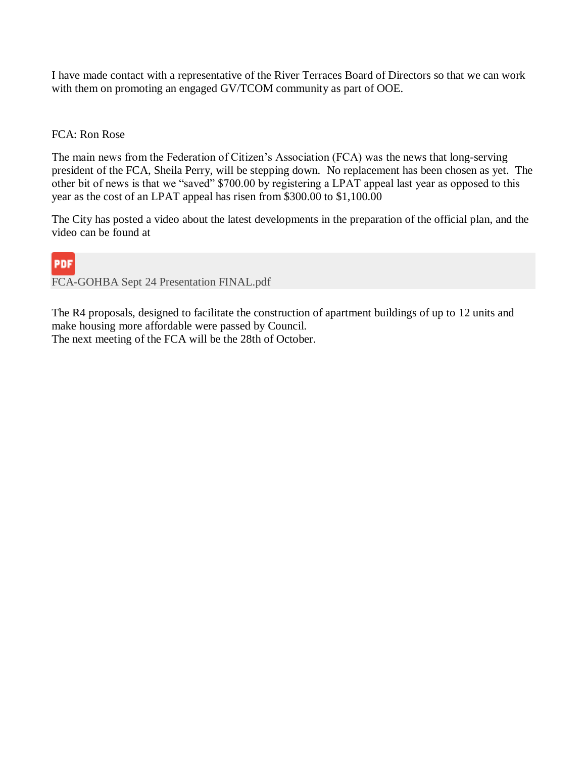I have made contact with a representative of the River Terraces Board of Directors so that we can work with them on promoting an engaged GV/TCOM community as part of OOE.

FCA: Ron Rose

The main news from the Federation of Citizen's Association (FCA) was the news that long-serving president of the FCA, Sheila Perry, will be stepping down. No replacement has been chosen as yet. The other bit of news is that we "saved" $700.00 by registering a LPAT appeal last year as opposed to this year as the cost of an LPAT appeal has risen from $300.00 to $1,100.00

The City has posted a video about the latest developments in the preparation of the official plan, and the video can be found at

PDF
FCA-GOHBA Sept 24 Presentation FINAL.pdf

The R4 proposals, designed to facilitate the construction of apartment buildings of up to 12 units and make housing more affordable were passed by Council.
The next meeting of the FCA will be the 28th of October.